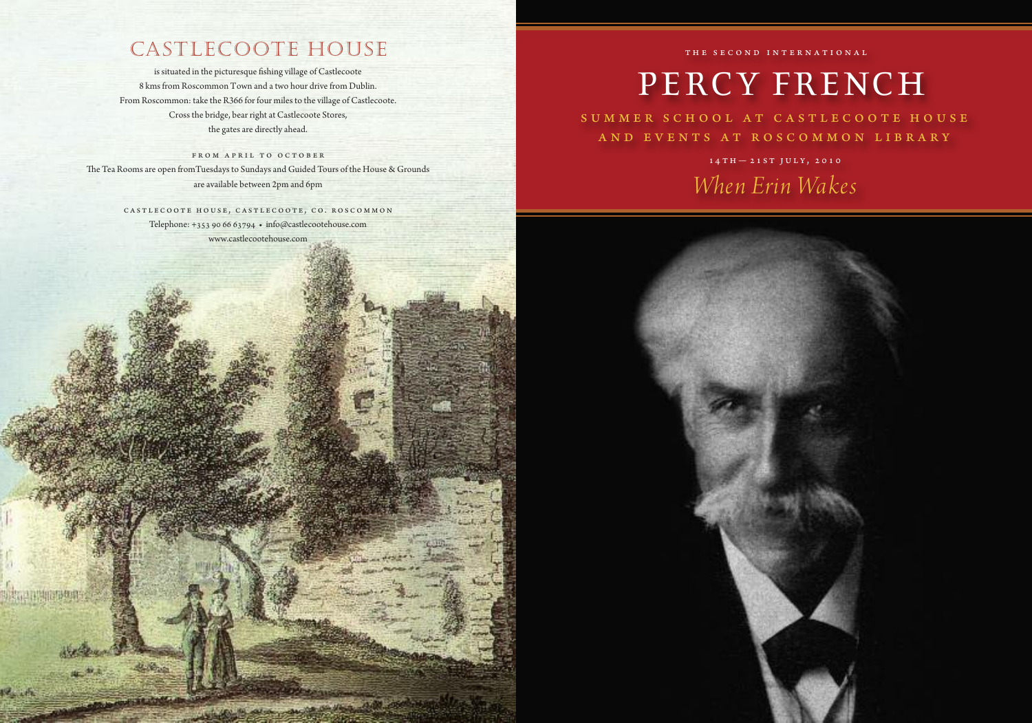# CASTLECOOTE HOUSE

is situated in the picturesque fishing village of Castlecoote 8 kms from Roscommon Town and a two hour drive from Dublin. From Roscommon: take the R366 for four miles to the village of Castlecoote. Cross the bridge, bear right at Castlecoote Stores, the gates are directly ahead.

FROM APRIL TO OCTOBER

The Tea Rooms are open from Tuesdays to Sundays and Guided Tours of the House & Grounds are available between 2pm and 6pm

CASTLECOOTE HOUSE, CASTLECOOTE, CO. ROSCOMMON

Telephone: +353 90 66 63794 • info@castlecootehouse.com

www.castlecootehouse.com

THE SECOND INTERNATIONAL

# PERCY FRENCH

## SUMMER SCHOOL AT CASTLECOOTE HOUSE AND EVENTS AT ROSCOMMON LIBRARY

14TH — 21ST JULY, 2010

*When Erin Wakes*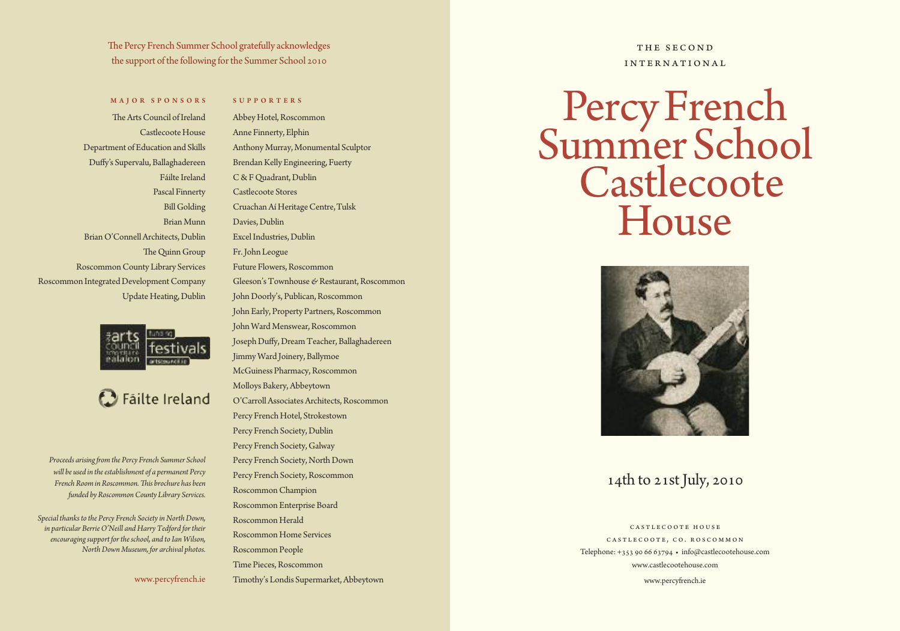The Percy French Summer School gratefully acknowledges the support of the following for the Summer School 2010

**MAJOR SPONSORS**

The Arts Council of Ireland
Castlecoote House
Department of Education and Skills
Duffy's Supervalu, Ballaghadereen
Fáilte Ireland
Pascal Finnerty
Bill Golding
Brian Munn
Brian O'Connell Architects, Dublin
The Quinn Group
Roscommon County Library Services
Roscommon Integrated Development Company
Update Heating, Dublin

**SUPPORTERS**

Abbey Hotel, Roscommon
Anne Finnerty, Elphin
Anthony Murray, Monumental Sculptor
Brendan Kelly Engineering, Fuerty
C & F Quadrant, Dublin
Castlecoote Stores
Cruachan Aí Heritage Centre, Tulsk
Davies, Dublin
Excel Industries, Dublin
Fr. John Leogue
Future Flowers, Roscommon
Gleeson's Townhouse & Restaurant, Roscommon
John Doorly's, Publican, Roscommon
John Early, Property Partners, Roscommon
John Ward Menswear, Roscommon
Joseph Duffy, Dream Teacher, Ballaghadereen
Jimmy Ward Joinery, Ballymoe
McGuiness Pharmacy, Roscommon
Molloys Bakery, Abbeytown
O'Carroll Associates Architects, Roscommon
Percy French Hotel, Strokestown
Percy French Society, Dublin
Percy French Society, Galway
Percy French Society, North Down
Percy French Society, Roscommon
Roscommon Champion
Roscommon Enterprise Board
Roscommon Herald
Roscommon Home Services
Roscommon People
Time Pieces, Roscommon
Timothy's Londis Supermarket, Abbeytown

*Proceeds arising from the Percy French Summer School will be used in the establishment of a permanent Percy French Room in Roscommon. This brochure has been funded by Roscommon County Library Services.*

*Special thanks to the Percy French Society in North Down, in particular Berrie O'Neill and Harry Tedford for their encouraging support for the school, and to Ian Wilson, North Down Museum, for archival photos.*

www.percyfrench.ie

THE SECOND INTERNATIONAL

# Percy French Summer School Castlecoote House

## 14th to 21st July, 2010

CASTLECOOTE HOUSE
CASTLECOOTE, CO. ROSCOMMON
Telephone: +353 90 66 63794 • info@castlecootehouse.com
www.castlecootehouse.com
www.percyfrench.ie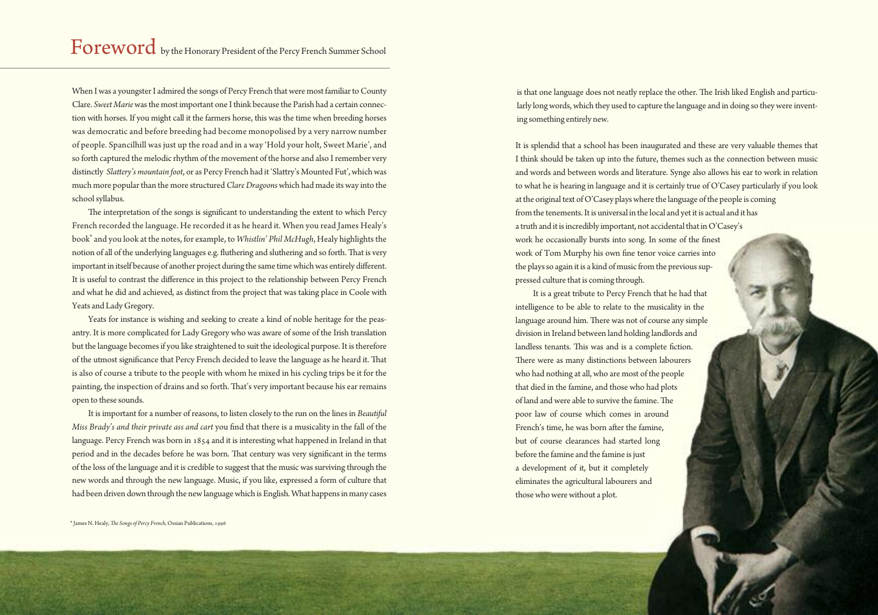# Foreword by the Honorary President of the Percy French Summer School

When I was a youngster I admired the songs of Percy French that were most familiar to County Clare. *Sweet Marie* was the most important one I think because the Parish had a certain connection with horses. If you might call it the farmers horse, this was the time when breeding horses was democratic and before breeding had become monopolised by a very narrow number of people. Spancilhill was just up the road and in a way 'Hold your holt, Sweet Marie', and so forth captured the melodic rhythm of the movement of the horse and also I remember very distinctly *Slattery's mountain foot*, or as Percy French had it 'Slattry's Mounted Fut', which was much more popular than the more structured *Clare Dragoons* which had made its way into the school syllabus.

The interpretation of the songs is significant to understanding the extent to which Percy French recorded the language. He recorded it as he heard it. When you read James Healy's book* and you look at the notes, for example, to *Whistlin' Phil McHugh*, Healy highlights the notion of all of the underlying languages e.g. fluthering and sluthering and so forth. That is very important in itself because of another project during the same time which was entirely different. It is useful to contrast the difference in this project to the relationship between Percy French and what he did and achieved, as distinct from the project that was taking place in Coole with Yeats and Lady Gregory.

Yeats for instance is wishing and seeking to create a kind of noble heritage for the peasantry. It is more complicated for Lady Gregory who was aware of some of the Irish translation but the language becomes if you like straightened to suit the ideological purpose. It is therefore of the utmost significance that Percy French decided to leave the language as he heard it. That is also of course a tribute to the people with whom he mixed in his cycling trips be it for the painting, the inspection of drains and so forth. That's very important because his ear remains open to these sounds.

It is important for a number of reasons, to listen closely to the run on the lines in *Beautiful Miss Brady's and their private ass and cart* you find that there is a musicality in the fall of the language. Percy French was born in 1854 and it is interesting what happened in Ireland in that period and in the decades before he was born. That century was very significant in the terms of the loss of the language and it is credible to suggest that the music was surviving through the new words and through the new language. Music, if you like, expressed a form of culture that had been driven down through the new language which is English. What happens in many cases is that one language does not neatly replace the other. The Irish liked English and particularly long words, which they used to capture the language and in doing so they were inventing something entirely new.

It is splendid that a school has been inaugurated and these are very valuable themes that I think should be taken up into the future, themes such as the connection between music and words and between words and literature. Synge also allows his ear to work in relation to what he is hearing in language and it is certainly true of O'Casey particularly if you look at the original text of O'Casey plays where the language of the people is coming from the tenements. It is universal in the local and yet it is actual and it has a truth and it is incredibly important, not accidental that in O'Casey's work he occasionally bursts into song. In some of the finest work of Tom Murphy his own fine tenor voice carries into the plays so again it is a kind of music from the previous suppressed culture that is coming through.

It is a great tribute to Percy French that he had that intelligence to be able to relate to the musicality in the language around him. There was not of course any simple division in Ireland between land holding landlords and landless tenants. This was and is a complete fiction. There were as many distinctions between labourers who had nothing at all, who are most of the people that died in the famine, and those who had plots of land and were able to survive the famine. The poor law of course which comes in around French's time, he was born after the famine, but of course clearances had started long before the famine and the famine is just a development of it, but it completely eliminates the agricultural labourers and those who were without a plot.

\* James N. Healy, *The Songs of Percy French*, Ossian Publications, 1996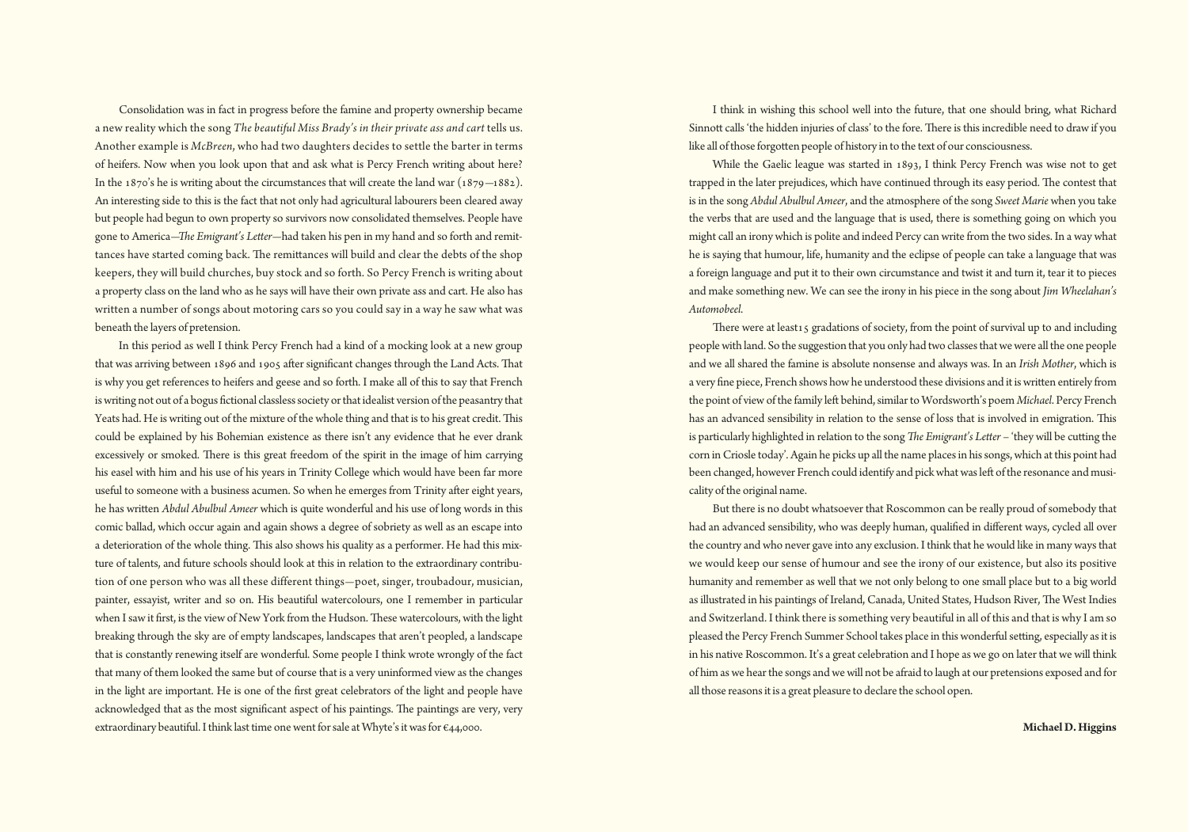Consolidation was in fact in progress before the famine and property ownership became a new reality which the song *The beautiful Miss Brady's in their private ass and cart* tells us. Another example is *McBreen*, who had two daughters decides to settle the barter in terms of heifers. Now when you look upon that and ask what is Percy French writing about here? In the 1870's he is writing about the circumstances that will create the land war (1879–1882). An interesting side to this is the fact that not only had agricultural labourers been cleared away but people had begun to own property so survivors now consolidated themselves. People have gone to America—*The Emigrant's Letter*—had taken his pen in my hand and so forth and remittances have started coming back. The remittances will build and clear the debts of the shop keepers, they will build churches, buy stock and so forth. So Percy French is writing about a property class on the land who as he says will have their own private ass and cart. He also has written a number of songs about motoring cars so you could say in a way he saw what was beneath the layers of pretension.

In this period as well I think Percy French had a kind of a mocking look at a new group that was arriving between 1896 and 1905 after significant changes through the Land Acts. That is why you get references to heifers and geese and so forth. I make all of this to say that French is writing not out of a bogus fictional classless society or that idealist version of the peasantry that Yeats had. He is writing out of the mixture of the whole thing and that is to his great credit. This could be explained by his Bohemian existence as there isn't any evidence that he ever drank excessively or smoked. There is this great freedom of the spirit in the image of him carrying his easel with him and his use of his years in Trinity College which would have been far more useful to someone with a business acumen. So when he emerges from Trinity after eight years, he has written *Abdul Abulbul Ameer* which is quite wonderful and his use of long words in this comic ballad, which occur again and again shows a degree of sobriety as well as an escape into a deterioration of the whole thing. This also shows his quality as a performer. He had this mixture of talents, and future schools should look at this in relation to the extraordinary contribution of one person who was all these different things—poet, singer, troubadour, musician, painter, essayist, writer and so on. His beautiful watercolours, one I remember in particular when I saw it first, is the view of New York from the Hudson. These watercolours, with the light breaking through the sky are of empty landscapes, landscapes that aren't peopled, a landscape that is constantly renewing itself are wonderful. Some people I think wrote wrongly of the fact that many of them looked the same but of course that is a very uninformed view as the changes in the light are important. He is one of the first great celebrators of the light and people have acknowledged that as the most significant aspect of his paintings. The paintings are very, very extraordinary beautiful. I think last time one went for sale at Whyte's it was for €44,000.

I think in wishing this school well into the future, that one should bring, what Richard Sinnott calls 'the hidden injuries of class' to the fore. There is this incredible need to draw if you like all of those forgotten people of history in to the text of our consciousness.

While the Gaelic league was started in 1893, I think Percy French was wise not to get trapped in the later prejudices, which have continued through its easy period. The contest that is in the song *Abdul Abulbul Ameer*, and the atmosphere of the song *Sweet Marie* when you take the verbs that are used and the language that is used, there is something going on which you might call an irony which is polite and indeed Percy can write from the two sides. In a way what he is saying that humour, life, humanity and the eclipse of people can take a language that was a foreign language and put it to their own circumstance and twist it and turn it, tear it to pieces and make something new. We can see the irony in his piece in the song about *Jim Wheelahan's Automobeel*.

There were at least15 gradations of society, from the point of survival up to and including people with land. So the suggestion that you only had two classes that we were all the one people and we all shared the famine is absolute nonsense and always was. In an *Irish Mother*, which is a very fine piece, French shows how he understood these divisions and it is written entirely from the point of view of the family left behind, similar to Wordsworth's poem *Michael*. Percy French has an advanced sensibility in relation to the sense of loss that is involved in emigration. This is particularly highlighted in relation to the song *The Emigrant's Letter* – 'they will be cutting the corn in Criosle today'. Again he picks up all the name places in his songs, which at this point had been changed, however French could identify and pick what was left of the resonance and musicality of the original name.

But there is no doubt whatsoever that Roscommon can be really proud of somebody that had an advanced sensibility, who was deeply human, qualified in different ways, cycled all over the country and who never gave into any exclusion. I think that he would like in many ways that we would keep our sense of humour and see the irony of our existence, but also its positive humanity and remember as well that we not only belong to one small place but to a big world as illustrated in his paintings of Ireland, Canada, United States, Hudson River, The West Indies and Switzerland. I think there is something very beautiful in all of this and that is why I am so pleased the Percy French Summer School takes place in this wonderful setting, especially as it is in his native Roscommon. It's a great celebration and I hope as we go on later that we will think of him as we hear the songs and we will not be afraid to laugh at our pretensions exposed and for all those reasons it is a great pleasure to declare the school open.

**Michael D. Higgins**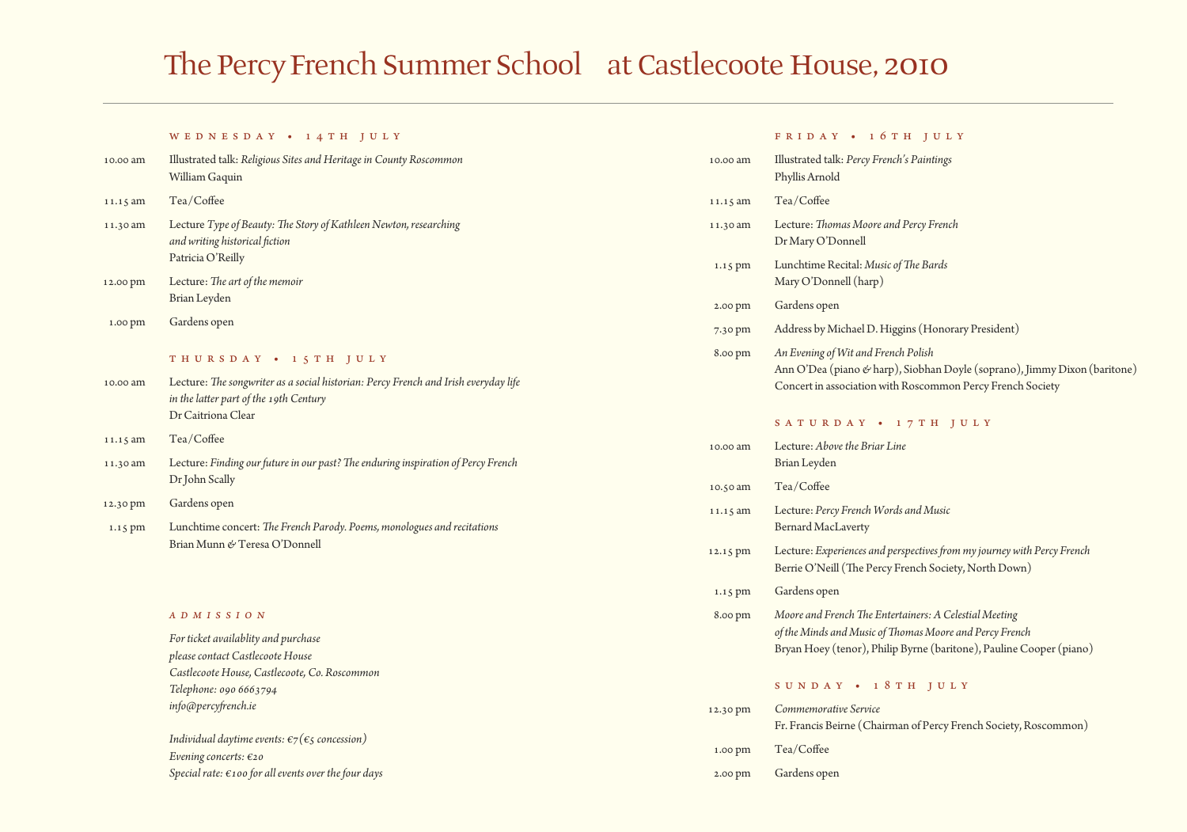# The Percy French Summer School at Castlecoote House, 2010

## WEDNESDAY • 14TH JULY

**10.00 am** Illustrated talk: *Religious Sites and Heritage in County Roscommon*
William Gaquin

**11.15 am** Tea/Coffee

**11.30 am** Lecture *Type of Beauty: The Story of Kathleen Newton, researching and writing historical fiction*
Patricia O'Reilly

**12.00 pm** Lecture: *The art of the memoir*
Brian Leyden

**1.00 pm** Gardens open

## THURSDAY • 15TH JULY

**10.00 am** Lecture: *The songwriter as a social historian: Percy French and Irish everyday life in the latter part of the 19th Century*
Dr Caitriona Clear

**11.15 am** Tea/Coffee

**11.30 am** Lecture: *Finding our future in our past? The enduring inspiration of Percy French*
Dr John Scally

**12.30 pm** Gardens open

**1.15 pm** Lunchtime concert: *The French Parody. Poems, monologues and recitations*
Brian Munn & Teresa O'Donnell

## ADMISSION

*For ticket availablity and purchase*
*please contact Castlecoote House*
*Castlecoote House, Castlecoote, Co. Roscommon*
*Telephone: 090 6663794*
*info@percyfrench.ie*

*Individual daytime events: €7(€5 concession)*
*Evening concerts: €20*
*Special rate: €100 for all events over the four days*

## FRIDAY • 16TH JULY

**10.00 am** Illustrated talk: *Percy French's Paintings*
Phyllis Arnold

**11.15 am** Tea/Coffee

**11.30 am** Lecture: *Thomas Moore and Percy French*
Dr Mary O'Donnell

**1.15 pm** Lunchtime Recital: *Music of The Bards*
Mary O'Donnell (harp)

**2.00 pm** Gardens open

**7.30 pm** Address by Michael D. Higgins (Honorary President)

**8.00 pm** *An Evening of Wit and French Polish*
Ann O'Dea (piano & harp), Siobhan Doyle (soprano), Jimmy Dixon (baritone)
Concert in association with Roscommon Percy French Society

## SATURDAY • 17TH JULY

**10.00 am** Lecture: *Above the Briar Line*
Brian Leyden

**10.50 am** Tea/Coffee

**11.15 am** Lecture: *Percy French Words and Music*
Bernard MacLaverty

**12.15 pm** Lecture: *Experiences and perspectives from my journey with Percy French*
Berrie O'Neill (The Percy French Society, North Down)

**1.15 pm** Gardens open

**8.00 pm** *Moore and French The Entertainers: A Celestial Meeting of the Minds and Music of Thomas Moore and Percy French*
Bryan Hoey (tenor), Philip Byrne (baritone), Pauline Cooper (piano)

## SUNDAY • 18TH JULY

**12.30 pm** *Commemorative Service*
Fr. Francis Beirne (Chairman of Percy French Society, Roscommon)

**1.00 pm** Tea/Coffee

**2.00 pm** Gardens open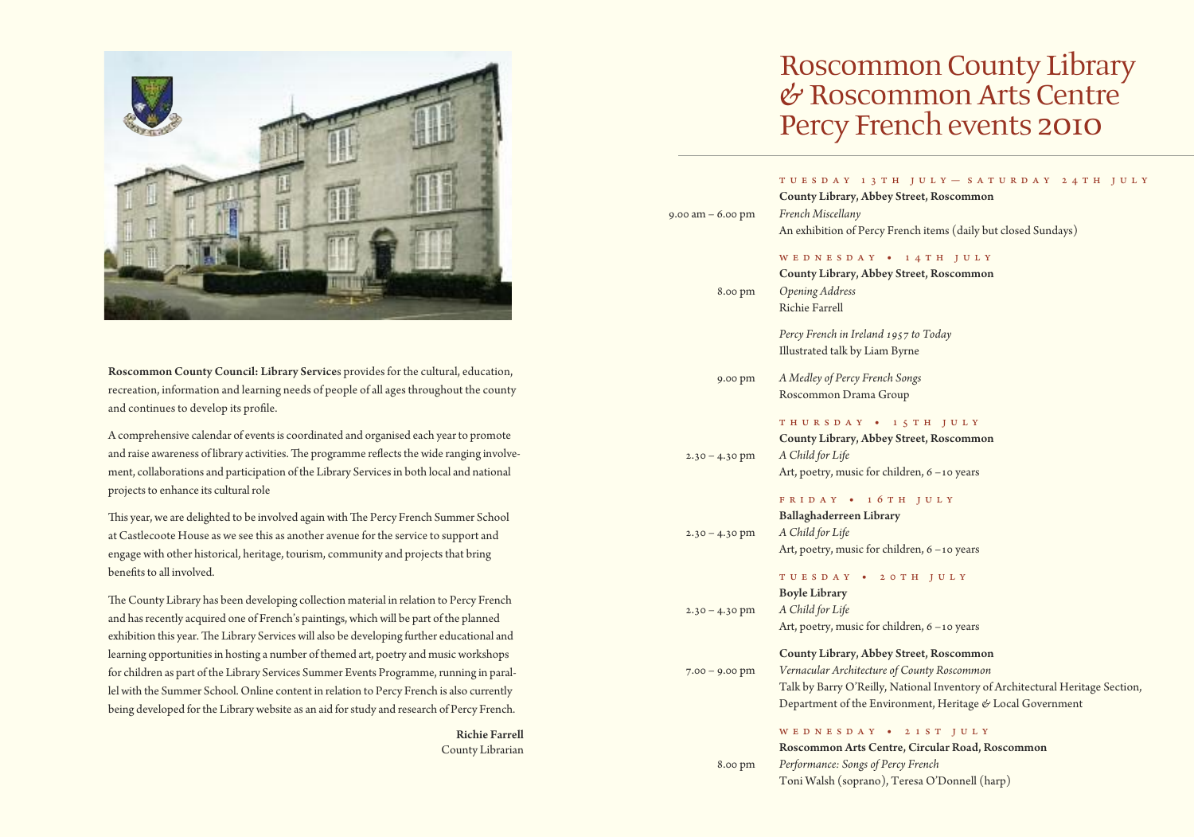Roscommon County Council: Library Services provides for the cultural, education, recreation, information and learning needs of people of all ages throughout the county and continues to develop its profile.

A comprehensive calendar of events is coordinated and organised each year to promote and raise awareness of library activities. The programme reflects the wide ranging involvement, collaborations and participation of the Library Services in both local and national projects to enhance its cultural role

This year, we are delighted to be involved again with The Percy French Summer School at Castlecoote House as we see this as another avenue for the service to support and engage with other historical, heritage, tourism, community and projects that bring benefits to all involved.

The County Library has been developing collection material in relation to Percy French and has recently acquired one of French's paintings, which will be part of the planned exhibition this year. The Library Services will also be developing further educational and learning opportunities in hosting a number of themed art, poetry and music workshops for children as part of the Library Services Summer Events Programme, running in parallel with the Summer School. Online content in relation to Percy French is also currently being developed for the Library website as an aid for study and research of Percy French.

**Richie Farrell**
County Librarian

# Roscommon County Library & Roscommon Arts Centre Percy French events 2010

### Tuesday 13th July — Saturday 24th July

**County Library, Abbey Street, Roscommon**

9.00 am – 6.00 pm *French Miscellany*
An exhibition of Percy French items (daily but closed Sundays)

### Wednesday • 14th July

**County Library, Abbey Street, Roscommon**

8.00 pm *Opening Address*
Richie Farrell

*Percy French in Ireland 1957 to Today*
Illustrated talk by Liam Byrne

9.00 pm *A Medley of Percy French Songs*
Roscommon Drama Group

### Thursday • 15th July

**County Library, Abbey Street, Roscommon**

2.30 – 4.30 pm *A Child for Life*
Art, poetry, music for children, 6 – 10 years

### Friday • 16th July

**Ballaghaderreen Library**

2.30 – 4.30 pm *A Child for Life*
Art, poetry, music for children, 6 – 10 years

### Tuesday • 20th July

**Boyle Library**

2.30 – 4.30 pm *A Child for Life*
Art, poetry, music for children, 6 – 10 years

**County Library, Abbey Street, Roscommon**

7.00 – 9.00 pm *Vernacular Architecture of County Roscommon*
Talk by Barry O'Reilly, National Inventory of Architectural Heritage Section, Department of the Environment, Heritage & Local Government

### Wednesday • 21st July

**Roscommon Arts Centre, Circular Road, Roscommon**

8.00 pm *Performance: Songs of Percy French*
Toni Walsh (soprano), Teresa O'Donnell (harp)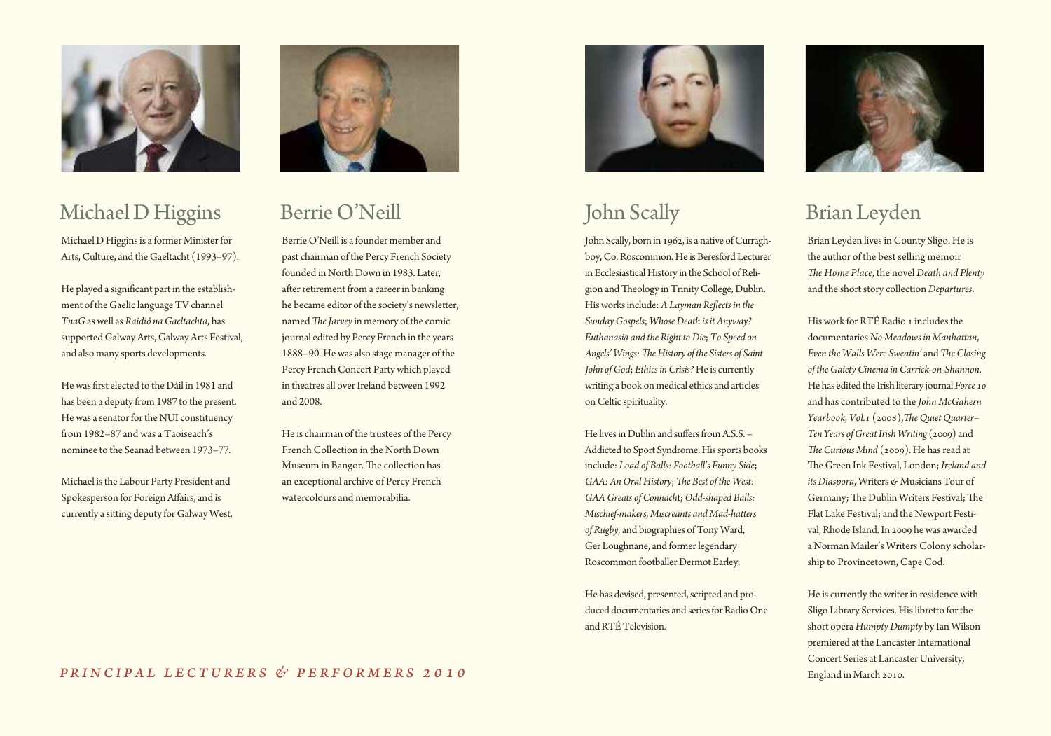## Michael D Higgins

Michael D Higgins is a former Minister for Arts, Culture, and the Gaeltacht (1993–97).

He played a significant part in the establishment of the Gaelic language TV channel *TnaG* as well as *Raidió na Gaeltachta*, has supported Galway Arts, Galway Arts Festival, and also many sports developments.

He was first elected to the Dáil in 1981 and has been a deputy from 1987 to the present. He was a senator for the NUI constituency from 1982–87 and was a Taoiseach's nominee to the Seanad between 1973–77.

Michael is the Labour Party President and Spokesperson for Foreign Affairs, and is currently a sitting deputy for Galway West.

## Berrie O'Neill

Berrie O'Neill is a founder member and past chairman of the Percy French Society founded in North Down in 1983. Later, after retirement from a career in banking he became editor of the society's newsletter, named *The Jarvey* in memory of the comic journal edited by Percy French in the years 1888–90. He was also stage manager of the Percy French Concert Party which played in theatres all over Ireland between 1992 and 2008.

He is chairman of the trustees of the Percy French Collection in the North Down Museum in Bangor. The collection has an exceptional archive of Percy French watercolours and memorabilia.

## John Scally

John Scally, born in 1962, is a native of Curraghboy, Co. Roscommon. He is Beresford Lecturer in Ecclesiastical History in the School of Religion and Theology in Trinity College, Dublin. His works include: *A Layman Reflects in the Sunday Gospels*; *Whose Death is it Anyway? Euthanasia and the Right to Die*; *To Speed on Angels' Wings: The History of the Sisters of Saint John of God*; *Ethics in Crisis?* He is currently writing a book on medical ethics and articles on Celtic spirituality.

He lives in Dublin and suffers from A.S.S. – Addicted to Sport Syndrome. His sports books include: *Load of Balls: Football's Funny Side*; *GAA: An Oral History*; *The Best of the West: GAA Greats of Connacht*; *Odd-shaped Balls: Mischief-makers, Miscreants and Mad-hatters of Rugby*, and biographies of Tony Ward, Ger Loughnane, and former legendary Roscommon footballer Dermot Earley.

He has devised, presented, scripted and produced documentaries and series for Radio One and RTÉ Television.

## Brian Leyden

Brian Leyden lives in County Sligo. He is the author of the best selling memoir *The Home Place*, the novel *Death and Plenty* and the short story collection *Departures*.

His work for RTÉ Radio 1 includes the documentaries *No Meadows in Manhattan*, *Even the Walls Were Sweatin'* and *The Closing of the Gaiety Cinema in Carrick-on-Shannon*. He has edited the Irish literary journal *Force 10* and has contributed to the *John McGahern Yearbook, Vol.1* (2008), *The Quiet Quarter– Ten Years of Great Irish Writing* (2009) and *The Curious Mind* (2009). He has read at The Green Ink Festival, London; *Ireland and its Diaspora*, Writers & Musicians Tour of Germany; The Dublin Writers Festival; The Flat Lake Festival; and the Newport Festival, Rhode Island. In 2009 he was awarded a Norman Mailer's Writers Colony scholarship to Provincetown, Cape Cod.

He is currently the writer in residence with Sligo Library Services. His libretto for the short opera *Humpty Dumpty* by Ian Wilson premiered at the Lancaster International Concert Series at Lancaster University, England in March 2010.

*PRINCIPAL LECTURERS & PERFORMERS 2010*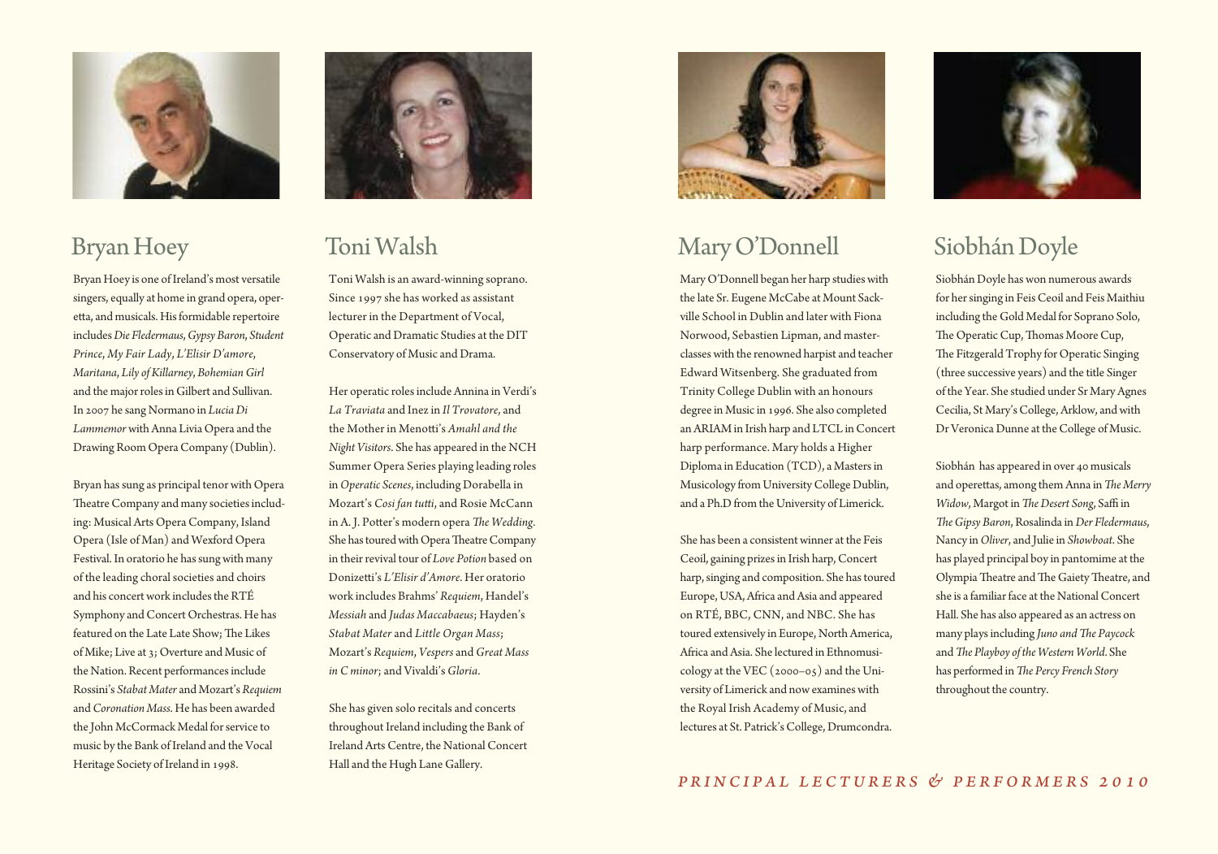## Bryan Hoey

Bryan Hoey is one of Ireland's most versatile singers, equally at home in grand opera, operetta, and musicals. His formidable repertoire includes *Die Fledermaus*, *Gypsy Baron*, *Student Prince*, *My Fair Lady*, *L'Elisir D'amore*, *Maritana*, *Lily of Killarney*, *Bohemian Girl* and the major roles in Gilbert and Sullivan. In 2007 he sang Normano in *Lucia Di Lammemor* with Anna Livia Opera and the Drawing Room Opera Company (Dublin).

Bryan has sung as principal tenor with Opera Theatre Company and many societies including: Musical Arts Opera Company, Island Opera (Isle of Man) and Wexford Opera Festival. In oratorio he has sung with many of the leading choral societies and choirs and his concert work includes the RTÉ Symphony and Concert Orchestras. He has featured on the Late Late Show; The Likes of Mike; Live at 3; Overture and Music of the Nation. Recent performances include Rossini's *Stabat Mater* and Mozart's *Requiem* and *Coronation Mass*. He has been awarded the John McCormack Medal for service to music by the Bank of Ireland and the Vocal Heritage Society of Ireland in 1998.

## Toni Walsh

Toni Walsh is an award-winning soprano. Since 1997 she has worked as assistant lecturer in the Department of Vocal, Operatic and Dramatic Studies at the DIT Conservatory of Music and Drama.

Her operatic roles include Annina in Verdi's *La Traviata* and Inez in *Il Trovatore*, and the Mother in Menotti's *Amahl and the Night Visitors*. She has appeared in the NCH Summer Opera Series playing leading roles in *Operatic Scenes*, including Dorabella in Mozart's *Cosi fan tutti*, and Rosie McCann in A. J. Potter's modern opera *The Wedding*. She has toured with Opera Theatre Company in their revival tour of *Love Potion* based on Donizetti's *L'Elisir d'Amore*. Her oratorio work includes Brahms' *Requiem*, Handel's *Messiah* and *Judas Maccabaeus*; Hayden's *Stabat Mater* and *Little Organ Mass*; Mozart's *Requiem*, *Vespers* and *Great Mass in C minor*; and Vivaldi's *Gloria*.

She has given solo recitals and concerts throughout Ireland including the Bank of Ireland Arts Centre, the National Concert Hall and the Hugh Lane Gallery.

## Mary O'Donnell

Mary O'Donnell began her harp studies with the late Sr. Eugene McCabe at Mount Sackville School in Dublin and later with Fiona Norwood, Sebastien Lipman, and masterclasses with the renowned harpist and teacher Edward Witsenberg. She graduated from Trinity College Dublin with an honours degree in Music in 1996. She also completed an ARIAM in Irish harp and LTCL in Concert harp performance. Mary holds a Higher Diploma in Education (TCD), a Masters in Musicology from University College Dublin, and a Ph.D from the University of Limerick.

She has been a consistent winner at the Feis Ceoil, gaining prizes in Irish harp, Concert harp, singing and composition. She has toured Europe, USA, Africa and Asia and appeared on RTÉ, BBC, CNN, and NBC. She has toured extensively in Europe, North America, Africa and Asia. She lectured in Ethnomusicology at the VEC (2000–05) and the University of Limerick and now examines with the Royal Irish Academy of Music, and lectures at St. Patrick's College, Drumcondra.

## Siobhán Doyle

Siobhán Doyle has won numerous awards for her singing in Feis Ceoil and Feis Maithiu including the Gold Medal for Soprano Solo, The Operatic Cup, Thomas Moore Cup, The Fitzgerald Trophy for Operatic Singing (three successive years) and the title Singer of the Year. She studied under Sr Mary Agnes Cecilia, St Mary's College, Arklow, and with Dr Veronica Dunne at the College of Music.

Siobhán has appeared in over 40 musicals and operettas, among them Anna in *The Merry Widow*, Margot in *The Desert Song*, Saffi in *The Gipsy Baron*, Rosalinda in *Der Fledermaus*, Nancy in *Oliver*, and Julie in *Showboat*. She has played principal boy in pantomime at the Olympia Theatre and The Gaiety Theatre, and she is a familiar face at the National Concert Hall. She has also appeared as an actress on many plays including *Juno and The Paycock* and *The Playboy of the Western World*. She has performed in *The Percy French Story* throughout the country.

*PRINCIPAL LECTURERS & PERFORMERS 2010*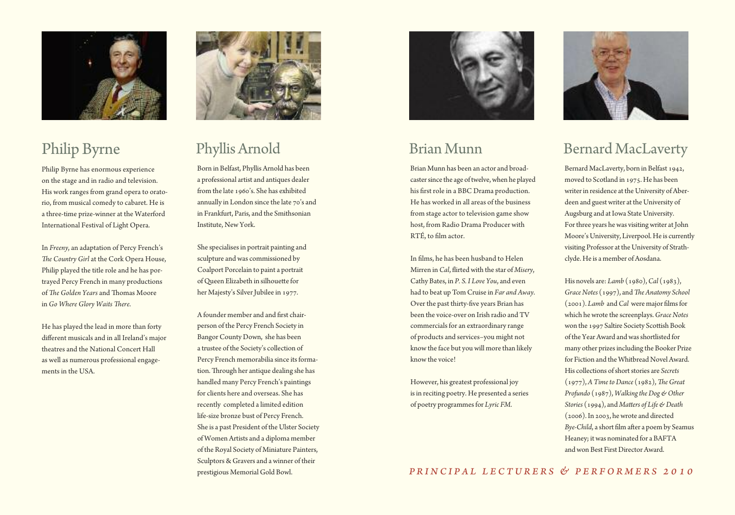## Philip Byrne

Philip Byrne has enormous experience on the stage and in radio and television. His work ranges from grand opera to oratorio, from musical comedy to cabaret. He is a three-time prize-winner at the Waterford International Festival of Light Opera.

In *Freeny*, an adaptation of Percy French's *The Country Girl* at the Cork Opera House, Philip played the title role and he has portrayed Percy French in many productions of *The Golden Years* and Thomas Moore in *Go Where Glory Waits There*.

He has played the lead in more than forty different musicals and in all Ireland's major theatres and the National Concert Hall as well as numerous professional engagements in the USA.

## Phyllis Arnold

Born in Belfast, Phyllis Arnold has been a professional artist and antiques dealer from the late 1960's. She has exhibited annually in London since the late 70's and in Frankfurt, Paris, and the Smithsonian Institute, New York.

She specialises in portrait painting and sculpture and was commissioned by Coalport Porcelain to paint a portrait of Queen Elizabeth in silhouette for her Majesty's Silver Jubilee in 1977.

A founder member and and first chairperson of the Percy French Society in Bangor County Down, she has been a trustee of the Society's collection of Percy French memorabilia since its formation. Through her antique dealing she has handled many Percy French's paintings for clients here and overseas. She has recently completed a limited edition life-size bronze bust of Percy French. She is a past President of the Ulster Society of Women Artists and a diploma member of the Royal Society of Miniature Painters, Sculptors & Gravers and a winner of their prestigious Memorial Gold Bowl.

## Brian Munn

Brian Munn has been an actor and broadcaster since the age of twelve, when he played his first role in a BBC Drama production. He has worked in all areas of the business from stage actor to television game show host, from Radio Drama Producer with RTÉ, to film actor.

In films, he has been husband to Helen Mirren in *Cal*, flirted with the star of *Misery*, Cathy Bates, in *P. S. I Love You*, and even had to beat up Tom Cruise in *Far and Away*. Over the past thirty-five years Brian has been the voice-over on Irish radio and TV commercials for an extraordinary range of products and services–you might not know the face but you will more than likely know the voice!

However, his greatest professional joy is in reciting poetry. He presented a series of poetry programmes for *Lyric FM*.

## Bernard MacLaverty

Bernard MacLaverty, born in Belfast 1942, moved to Scotland in 1975. He has been writer in residence at the University of Aberdeen and guest writer at the University of Augsburg and at Iowa State University. For three years he was visiting writer at John Moore's University, Liverpool. He is currently visiting Professor at the University of Strathclyde. He is a member of Aosdana.

His novels are: *Lamb* (1980), *Cal* (1983), *Grace Notes* (1997), and *The Anatomy School* (2001). *Lamb* and *Cal* were major films for which he wrote the screenplays. *Grace Notes* won the 1997 Saltire Society Scottish Book of the Year Award and was shortlisted for many other prizes including the Booker Prize for Fiction and the Whitbread Novel Award. His collections of short stories are *Secrets* (1977), *A Time to Dance* (1982), *The Great Profundo* (1987), *Walking the Dog & Other Stories* (1994), and *Matters of Life & Death* (2006). In 2003, he wrote and directed *Bye-Child*, a short film after a poem by Seamus Heaney; it was nominated for a BAFTA and won Best First Director Award.

*PRINCIPAL LECTURERS & PERFORMERS 2010*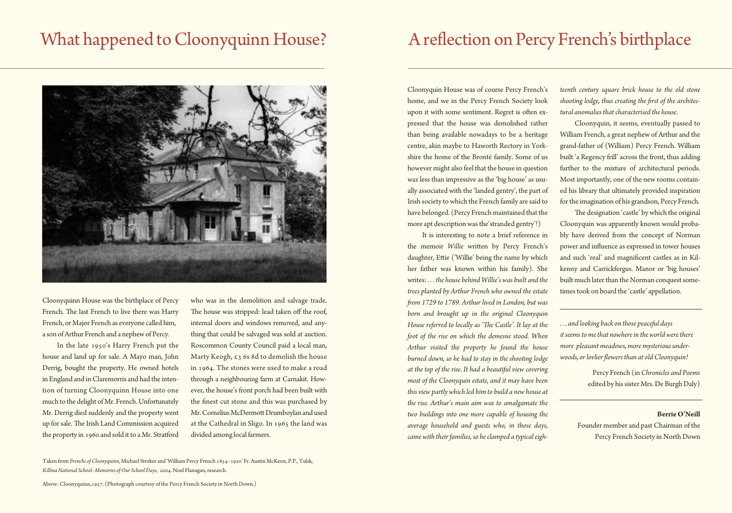# What happened to Cloonyquinn House?

Cloonyquinn House was the birthplace of Percy French. The last French to live there was Harry French, or Major French as everyone called him, a son of Arthur French and a nephew of Percy.

In the late 1950's Harry French put the house and land up for sale. A Mayo man, John Derrig, bought the property. He owned hotels in England and in Claremorris and had the intention of turning Cloonyquinn House into one much to the delight of Mr. French. Unfortunately Mr. Derrig died suddenly and the property went up for sale. The Irish Land Commission acquired the property in 1960 and sold it to a Mr. Stratford who was in the demolition and salvage trade. The house was stripped: lead taken off the roof, internal doors and windows removed, and anything that could be salvaged was sold at auction. Roscommon County Council paid a local man, Marty Keogh, £3 6s 8d to demolish the house in 1964. The stones were used to make a road through a neighbouring farm at Carnakit. However, the house's front porch had been built with the finest cut stone and this was purchased by Mr. Cornelius McDermott Drumboylan and used at the Cathedral in Sligo. In 1965 the land was divided among local farmers.

Taken from *Frenchs of Cloonyquinn*, Michael Stroker and 'William Percy French 1854–1920' Fr. Austin McKeon, P.P., Tulsk, *Killina National School–Memories of Our School Days*, 2004. Noel Flanagan, research.

Above: Cloonyquinn, 1957. (Photograph courtesy of the Percy French Society in North Down.)

# A reflection on Percy French's birthplace

Cloonyquin House was of course Percy French's home, and we in the Percy French Society look upon it with some sentiment. Regret is often expressed that the house was demolished rather than being available nowadays to be a heritage centre, akin maybe to Haworth Rectory in Yorkshire the home of the Brontë family. Some of us however might also feel that the house in question was less than impressive as the 'big house' as usually associated with the 'landed gentry', the part of Irish society to which the French family are said to have belonged. (Percy French maintained that the more apt description was the 'stranded gentry'!)

It is interesting to note a brief reference in the memoir *Willie* written by Percy French's daughter, Ettie ('Willie' being the name by which her father was known within his family). She writes: *. . . the house behind Willie's was built and the trees planted by Arthur French who owned the estate from 1729 to 1789. Arthur lived in London, but was born and brought up in the original Cloonyquin House referred to locally as 'The Castle'. It lay at the foot of the rise on which the demesne stood. When Arthur visited the property he found the house burned down, so he had to stay in the shooting lodge at the top of the rise. It had a beautiful view covering most of the Cloonyquin estate, and it may have been this view partly which led him to build a new house at the rise. Arthur's main aim was to amalgamate the two buildings into one more capable of housing the average household and guests who, in those days, came with their families, so he clamped a typical eighteenth century square brick house to the old stone shooting lodge, thus creating the first of the architectural anomalies that characterised the house.*

Cloonyquin, it seems, eventually passed to William French, a great nephew of Arthur and the grand-father of (William) Percy French. William built 'a Regency frill' across the front, thus adding further to the mixture of architectural periods. Most importantly, one of the new rooms contained his library that ultimately provided inspiration for the imagination of his grandson, Percy French.

The designation 'castle' by which the original Cloonyquin was apparently known would probably have derived from the concept of Norman power and influence as expressed in tower houses and such 'real' and magnificent castles as in Kilkenny and Carrickfergus. Manor or 'big houses' built much later than the Norman conquest sometimes took on board the 'castle' appellation.

---

*. . . and looking back on those peaceful days it seems to me that nowhere in the world were there more pleasant meadows, more mysterious underwoods, or lovlier flowers than at old Cloonyquin!*

Percy French (in *Chronicles and Poems* edited by his sister Mrs. De Burgh Daly)

---

**Berrie O'Neill**
Founder member and past Chairman of the Percy French Society in North Down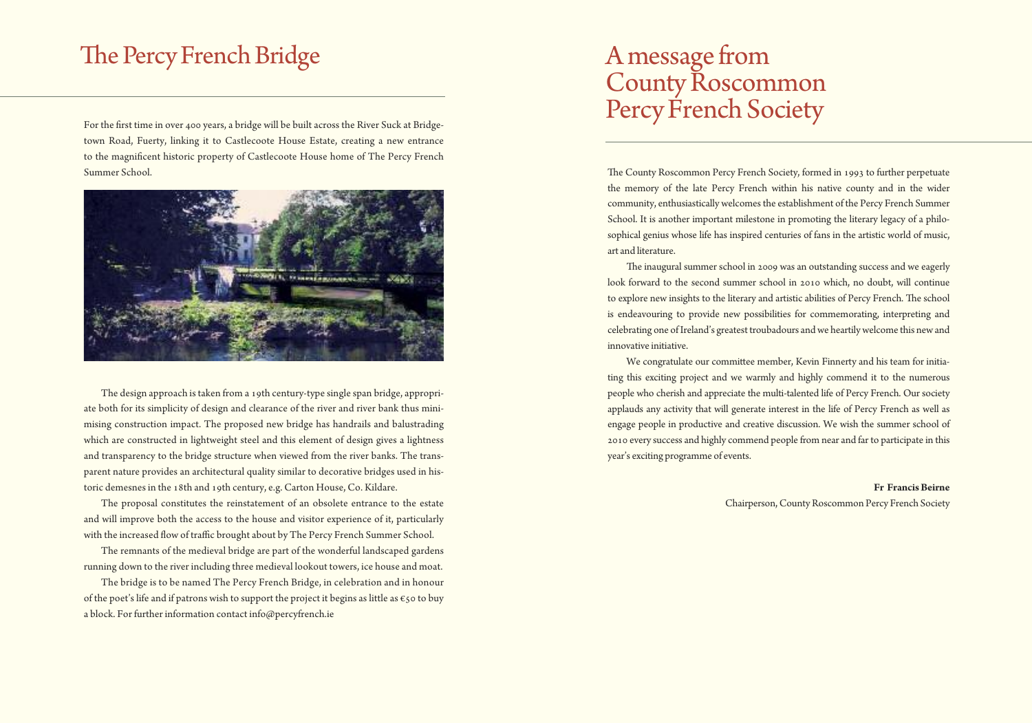# The Percy French Bridge

For the first time in over 400 years, a bridge will be built across the River Suck at Bridgetown Road, Fuerty, linking it to Castlecoote House Estate, creating a new entrance to the magnificent historic property of Castlecoote House home of The Percy French Summer School.

The design approach is taken from a 19th century-type single span bridge, appropriate both for its simplicity of design and clearance of the river and river bank thus minimising construction impact. The proposed new bridge has handrails and balustrading which are constructed in lightweight steel and this element of design gives a lightness and transparency to the bridge structure when viewed from the river banks. The transparent nature provides an architectural quality similar to decorative bridges used in historic demesnes in the 18th and 19th century, e.g. Carton House, Co. Kildare.

The proposal constitutes the reinstatement of an obsolete entrance to the estate and will improve both the access to the house and visitor experience of it, particularly with the increased flow of traffic brought about by The Percy French Summer School.

The remnants of the medieval bridge are part of the wonderful landscaped gardens running down to the river including three medieval lookout towers, ice house and moat.

The bridge is to be named The Percy French Bridge, in celebration and in honour of the poet's life and if patrons wish to support the project it begins as little as €50 to buy a block. For further information contact info@percyfrench.ie

# A message from County Roscommon Percy French Society

The County Roscommon Percy French Society, formed in 1993 to further perpetuate the memory of the late Percy French within his native county and in the wider community, enthusiastically welcomes the establishment of the Percy French Summer School. It is another important milestone in promoting the literary legacy of a philosophical genius whose life has inspired centuries of fans in the artistic world of music, art and literature.

The inaugural summer school in 2009 was an outstanding success and we eagerly look forward to the second summer school in 2010 which, no doubt, will continue to explore new insights to the literary and artistic abilities of Percy French. The school is endeavouring to provide new possibilities for commemorating, interpreting and celebrating one of Ireland's greatest troubadours and we heartily welcome this new and innovative initiative.

We congratulate our committee member, Kevin Finnerty and his team for initiating this exciting project and we warmly and highly commend it to the numerous people who cherish and appreciate the multi-talented life of Percy French. Our society applauds any activity that will generate interest in the life of Percy French as well as engage people in productive and creative discussion. We wish the summer school of 2010 every success and highly commend people from near and far to participate in this year's exciting programme of events.

**Fr Francis Beirne**
Chairperson, County Roscommon Percy French Society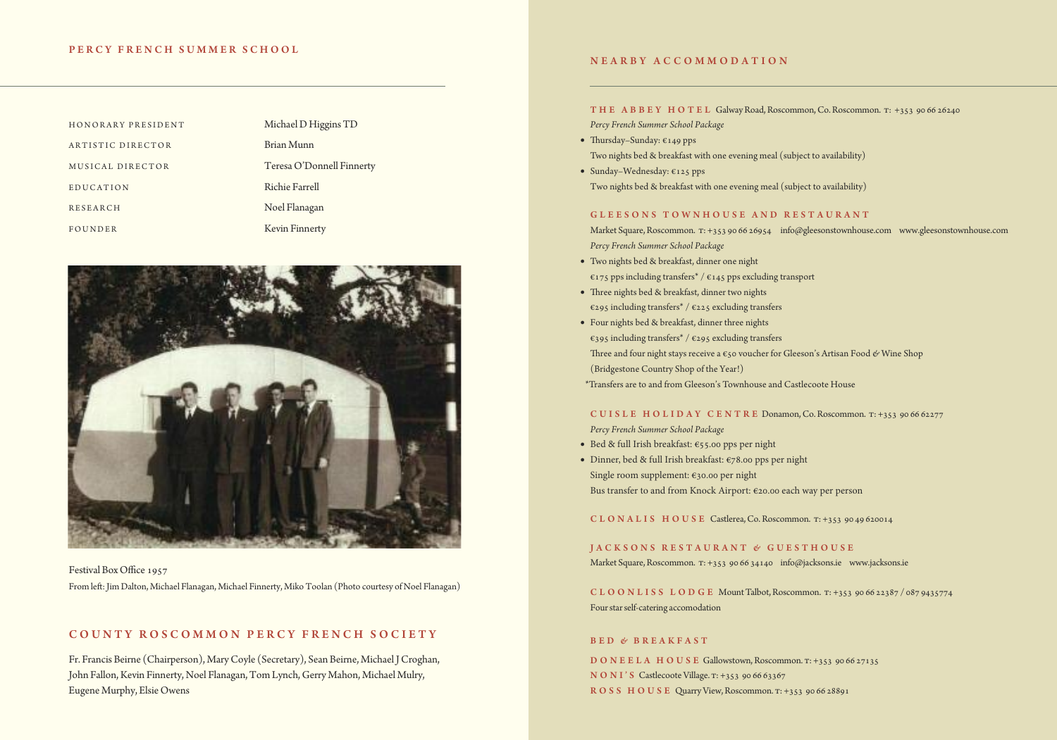## PERCY FRENCH SUMMER SCHOOL

| | |
|---|---|
| HONORARY PRESIDENT | Michael D Higgins TD |
| ARTISTIC DIRECTOR | Brian Munn |
| MUSICAL DIRECTOR | Teresa O'Donnell Finnerty |
| EDUCATION | Richie Farrell |
| RESEARCH | Noel Flanagan |
| FOUNDER | Kevin Finnerty |

Festival Box Office 1957

From left: Jim Dalton, Michael Flanagan, Michael Finnerty, Miko Toolan (Photo courtesy of Noel Flanagan)

## COUNTY ROSCOMMON PERCY FRENCH SOCIETY

Fr. Francis Beirne (Chairperson), Mary Coyle (Secretary), Sean Beirne, Michael J Croghan, John Fallon, Kevin Finnerty, Noel Flanagan, Tom Lynch, Gerry Mahon, Michael Mulry, Eugene Murphy, Elsie Owens

## NEARBY ACCOMMODATION

**THE ABBEY HOTEL** Galway Road, Roscommon, Co. Roscommon. T: +353 90 66 26240

*Percy French Summer School Package*

- Thursday–Sunday: €149 pps
  Two nights bed & breakfast with one evening meal (subject to availability)
- Sunday–Wednesday: €125 pps
  Two nights bed & breakfast with one evening meal (subject to availability)

**GLEESONS TOWNHOUSE AND RESTAURANT**

Market Square, Roscommon. T: +353 90 66 26954 info@gleesonstownhouse.com www.gleesonstownhouse.com

*Percy French Summer School Package*

- Two nights bed & breakfast, dinner one night
  €175 pps including transfers* / €145 pps excluding transport
- Three nights bed & breakfast, dinner two nights
  €295 including transfers* / €225 excluding transfers
- Four nights bed & breakfast, dinner three nights
  €395 including transfers* / €295 excluding transfers
  Three and four night stays receive a €50 voucher for Gleeson's Artisan Food & Wine Shop (Bridgestone Country Shop of the Year!)

*Transfers are to and from Gleeson's Townhouse and Castlecoote House

**CUISLE HOLIDAY CENTRE** Donamon, Co. Roscommon. T: +353 90 66 62277

*Percy French Summer School Package*

- Bed & full Irish breakfast: €55.00 pps per night
- Dinner, bed & full Irish breakfast: €78.00 pps per night
  Single room supplement: €30.00 per night
  Bus transfer to and from Knock Airport: €20.00 each way per person

**CLONALIS HOUSE** Castlerea, Co. Roscommon. T: +353 90 49 620014

**JACKSONS RESTAURANT & GUESTHOUSE**

Market Square, Roscommon. T: +353 90 66 34140 info@jacksons.ie www.jacksons.ie

**CLOONLISS LODGE** Mount Talbot, Roscommon. T: +353 90 66 22387 / 087 9435774

Four star self-catering accomodation

**BED & BREAKFAST**

**DONEELA HOUSE** Gallowstown, Roscommon. T: +353 90 66 27135

**NONI'S** Castlecoote Village. T: +353 90 66 63367

**ROSS HOUSE** Quarry View, Roscommon. T: +353 90 66 28891